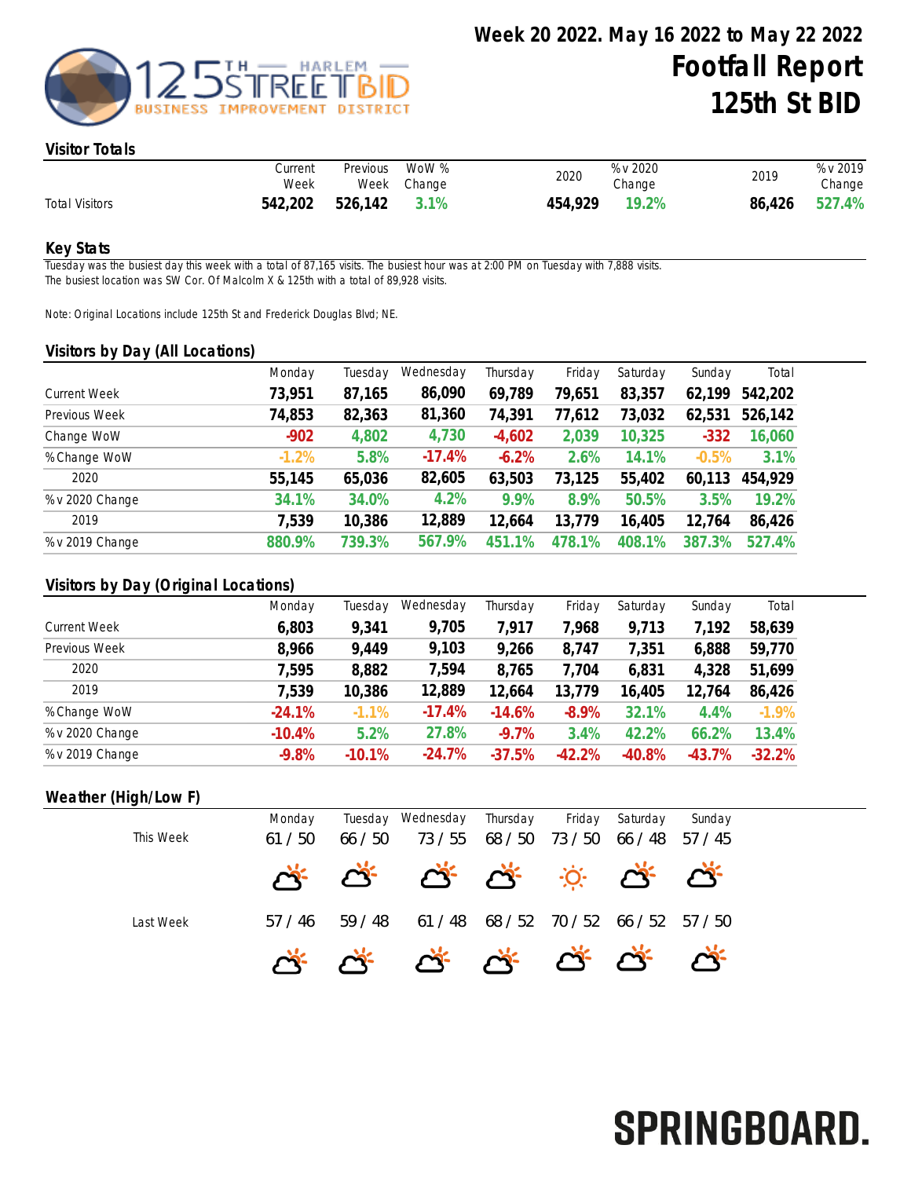# Week 20 2022. May 16 2022 to May 22 2022

# Footfall Report 125th St BID

125TH STREET BID — HARLEM — BUSINESS IMPROVEMENT DISTRICT

## Visitor Totals

| | Current Week | Previous Week | WoW % Change | 2020 | % v 2020 Change | 2019 | % v 2019 Change |
|---|---|---|---|---|---|---|---|
| Total Visitors | 542,202 | 526,142 | 3.1% | 454,929 | 19.2% | 86,426 | 527.4% |

## Key Stats

Tuesday was the busiest day this week with a total of 87,165 visits. The busiest hour was at 2:00 PM on Tuesday with 7,888 visits.
The busiest location was SW Cor. Of Malcolm X & 125th with a total of 89,928 visits.

Note: Original Locations include 125th St and Frederick Douglas Blvd; NE.

## Visitors by Day (All Locations)

| | Monday | Tuesday | Wednesday | Thursday | Friday | Saturday | Sunday | Total |
|---|---|---|---|---|---|---|---|---|
| Current Week | 73,951 | 87,165 | 86,090 | 69,789 | 79,651 | 83,357 | 62,199 | 542,202 |
| Previous Week | 74,853 | 82,363 | 81,360 | 74,391 | 77,612 | 73,032 | 62,531 | 526,142 |
| Change WoW | -902 | 4,802 | 4,730 | -4,602 | 2,039 | 10,325 | -332 | 16,060 |
| % Change WoW | -1.2% | 5.8% | -17.4% | -6.2% | 2.6% | 14.1% | -0.5% | 3.1% |
| 2020 | 55,145 | 65,036 | 82,605 | 63,503 | 73,125 | 55,402 | 60,113 | 454,929 |
| % v 2020 Change | 34.1% | 34.0% | 4.2% | 9.9% | 8.9% | 50.5% | 3.5% | 19.2% |
| 2019 | 7,539 | 10,386 | 12,889 | 12,664 | 13,779 | 16,405 | 12,764 | 86,426 |
| % v 2019 Change | 880.9% | 739.3% | 567.9% | 451.1% | 478.1% | 408.1% | 387.3% | 527.4% |

## Visitors by Day (Original Locations)

| | Monday | Tuesday | Wednesday | Thursday | Friday | Saturday | Sunday | Total |
|---|---|---|---|---|---|---|---|---|
| Current Week | 6,803 | 9,341 | 9,705 | 7,917 | 7,968 | 9,713 | 7,192 | 58,639 |
| Previous Week | 8,966 | 9,449 | 9,103 | 9,266 | 8,747 | 7,351 | 6,888 | 59,770 |
| 2020 | 7,595 | 8,882 | 7,594 | 8,765 | 7,704 | 6,831 | 4,328 | 51,699 |
| 2019 | 7,539 | 10,386 | 12,889 | 12,664 | 13,779 | 16,405 | 12,764 | 86,426 |
| % Change WoW | -24.1% | -1.1% | -17.4% | -14.6% | -8.9% | 32.1% | 4.4% | -1.9% |
| % v 2020 Change | -10.4% | 5.2% | 27.8% | -9.7% | 3.4% | 42.2% | 66.2% | 13.4% |
| % v 2019 Change | -9.8% | -10.1% | -24.7% | -37.5% | -42.2% | -40.8% | -43.7% | -32.2% |

## Weather (High/Low F)

| | Monday | Tuesday | Wednesday | Thursday | Friday | Saturday | Sunday |
|---|---|---|---|---|---|---|---|
| This Week | 61 / 50 | 66 / 50 | 73 / 55 | 68 / 50 | 73 / 50 | 66 / 48 | 57 / 45 |
| Last Week | 57 / 46 | 59 / 48 | 61 / 48 | 68 / 52 | 70 / 52 | 66 / 52 | 57 / 50 |

SPRINGBOARD.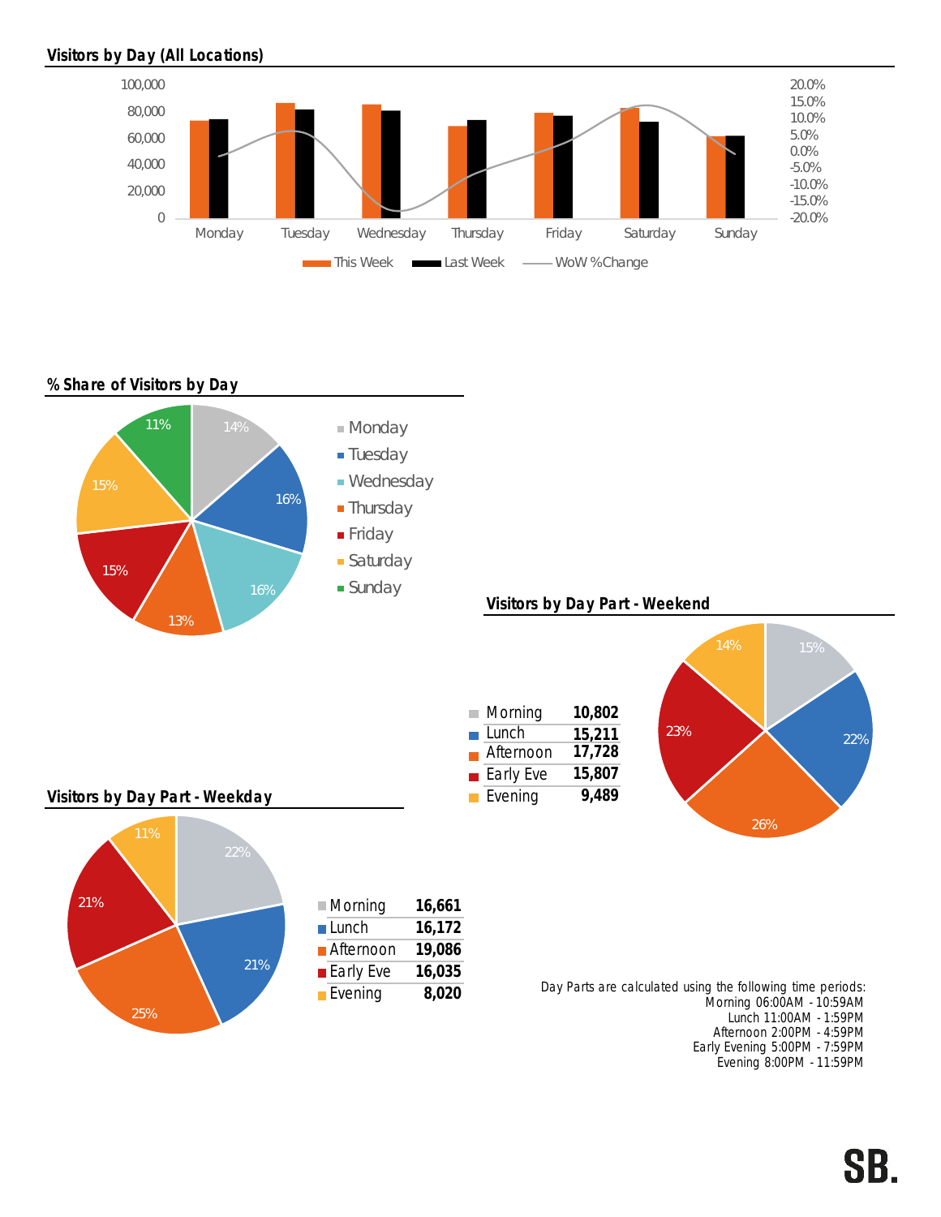## Visitors by Day (All Locations)

## % Share of Visitors by Day

| Day | Share |
|---|---|
| Monday | 14% |
| Tuesday | 16% |
| Wednesday | 16% |
| Thursday | 13% |
| Friday | 15% |
| Saturday | 15% |
| Sunday | 11% |

## Visitors by Day Part - Weekend

| Day Part | Visitors |
|---|---|
| Morning | 10,802 |
| Lunch | 15,211 |
| Afternoon | 17,728 |
| Early Eve | 15,807 |
| Evening | 9,489 |

## Visitors by Day Part - Weekday

| Day Part | Visitors |
|---|---|
| Morning | 16,661 |
| Lunch | 16,172 |
| Afternoon | 19,086 |
| Early Eve | 16,035 |
| Evening | 8,020 |

Day Parts are calculated using the following time periods:
Morning 06:00AM - 10:59AM
Lunch 11:00AM - 1:59PM
Afternoon 2:00PM - 4:59PM
Early Evening 5:00PM - 7:59PM
Evening 8:00PM - 11:59PM

SB.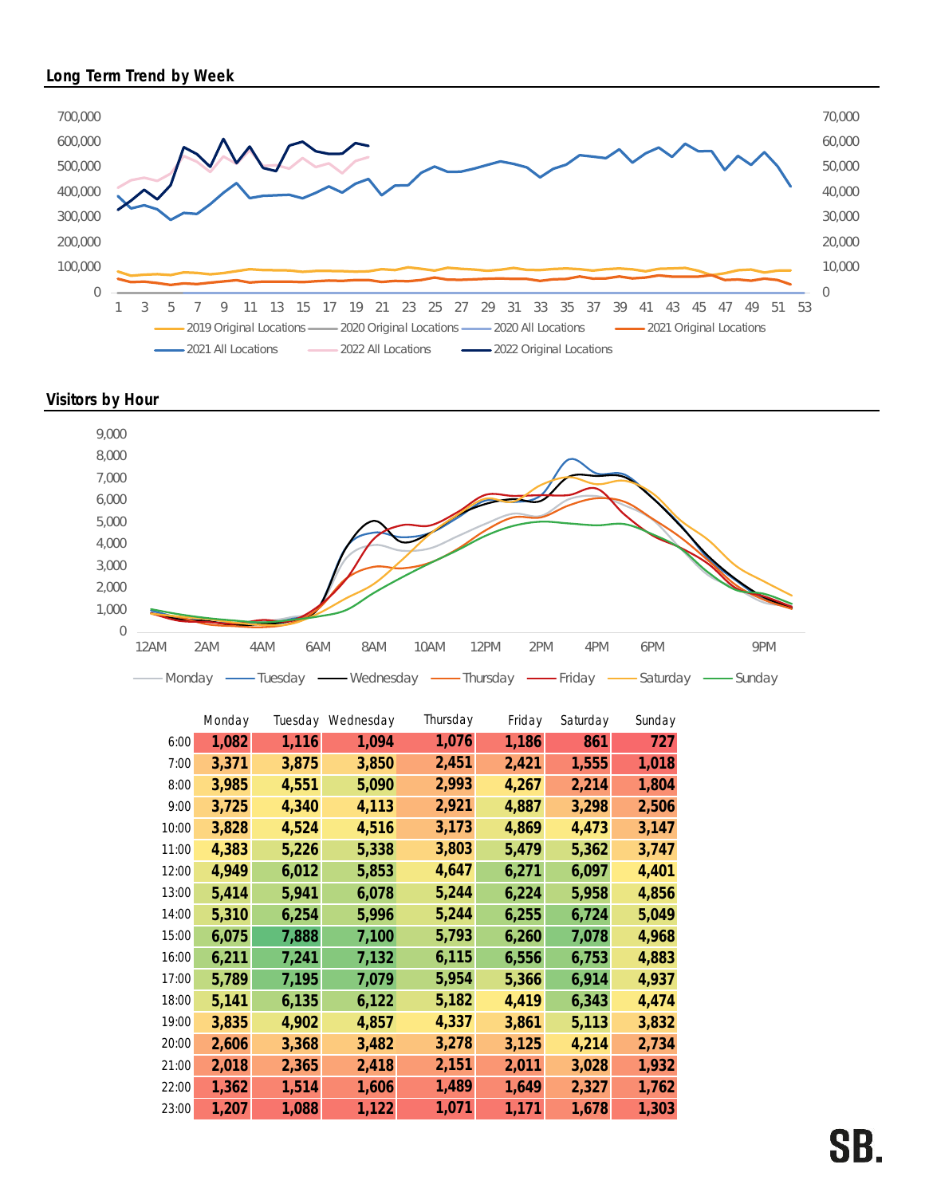## Long Term Trend by Week

Left axis: 0 – 700,000; Right axis: 0 – 70,000; X axis: weeks 1 – 53

Legend: 2019 Original Locations, 2020 Original Locations, 2020 All Locations, 2021 Original Locations, 2021 All Locations, 2022 All Locations, 2022 Original Locations

## Visitors by Hour

Y axis: 0 – 9,000; X axis: 12AM, 2AM, 4AM, 6AM, 8AM, 10AM, 12PM, 2PM, 4PM, 6PM, 9PM

Legend: Monday, Tuesday, Wednesday, Thursday, Friday, Saturday, Sunday

| | Monday | Tuesday | Wednesday | Thursday | Friday | Saturday | Sunday |
|---|---|---|---|---|---|---|---|
| 6:00 | 1,082 | 1,116 | 1,094 | 1,076 | 1,186 | 861 | 727 |
| 7:00 | 3,371 | 3,875 | 3,850 | 2,451 | 2,421 | 1,555 | 1,018 |
| 8:00 | 3,985 | 4,551 | 5,090 | 2,993 | 4,267 | 2,214 | 1,804 |
| 9:00 | 3,725 | 4,340 | 4,113 | 2,921 | 4,887 | 3,298 | 2,506 |
| 10:00 | 3,828 | 4,524 | 4,516 | 3,173 | 4,869 | 4,473 | 3,147 |
| 11:00 | 4,383 | 5,226 | 5,338 | 3,803 | 5,479 | 5,362 | 3,747 |
| 12:00 | 4,949 | 6,012 | 5,853 | 4,647 | 6,271 | 6,097 | 4,401 |
| 13:00 | 5,414 | 5,941 | 6,078 | 5,244 | 6,224 | 5,958 | 4,856 |
| 14:00 | 5,310 | 6,254 | 5,996 | 5,244 | 6,255 | 6,724 | 5,049 |
| 15:00 | 6,075 | 7,888 | 7,100 | 5,793 | 6,260 | 7,078 | 4,968 |
| 16:00 | 6,211 | 7,241 | 7,132 | 6,115 | 6,556 | 6,753 | 4,883 |
| 17:00 | 5,789 | 7,195 | 7,079 | 5,954 | 5,366 | 6,914 | 4,937 |
| 18:00 | 5,141 | 6,135 | 6,122 | 5,182 | 4,419 | 6,343 | 4,474 |
| 19:00 | 3,835 | 4,902 | 4,857 | 4,337 | 3,861 | 5,113 | 3,832 |
| 20:00 | 2,606 | 3,368 | 3,482 | 3,278 | 3,125 | 4,214 | 2,734 |
| 21:00 | 2,018 | 2,365 | 2,418 | 2,151 | 2,011 | 3,028 | 1,932 |
| 22:00 | 1,362 | 1,514 | 1,606 | 1,489 | 1,649 | 2,327 | 1,762 |
| 23:00 | 1,207 | 1,088 | 1,122 | 1,071 | 1,171 | 1,678 | 1,303 |

SB.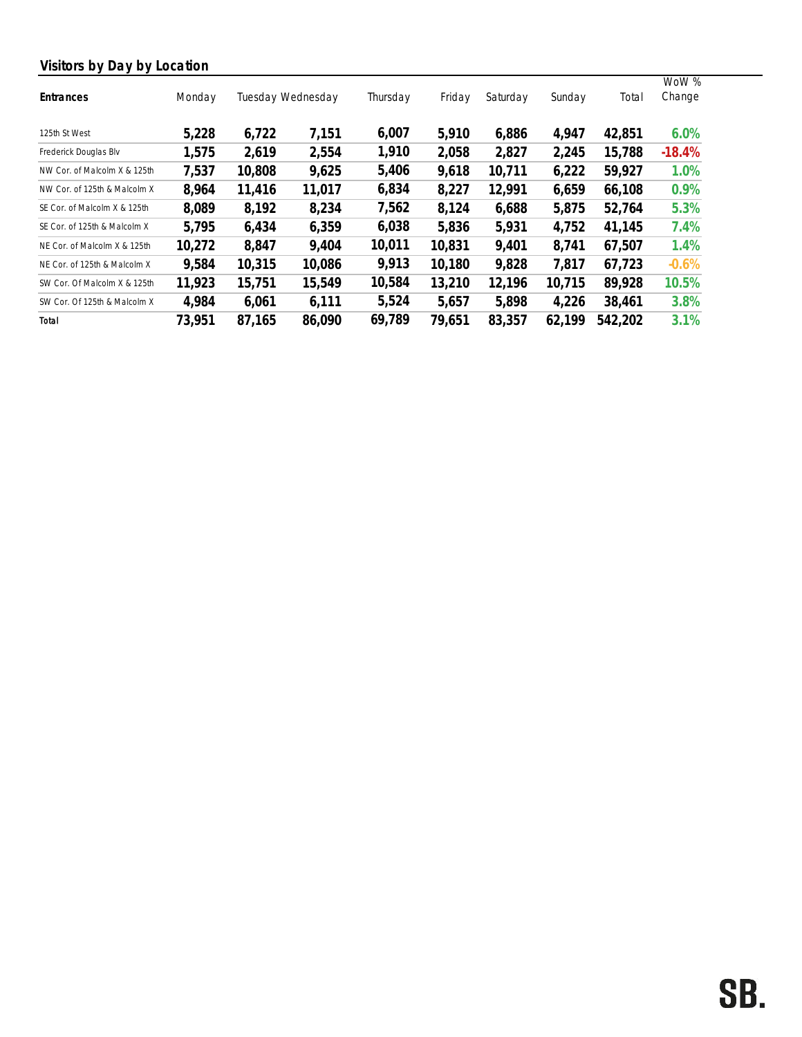## Visitors by Day by Location

| Entrances | Monday | Tuesday | Wednesday | Thursday | Friday | Saturday | Sunday | Total | WoW % Change |
|---|---|---|---|---|---|---|---|---|---|
| 125th St West | **5,228** | **6,722** | **7,151** | **6,007** | **5,910** | **6,886** | **4,947** | **42,851** | **6.0%** |
| Frederick Douglas Blv | **1,575** | **2,619** | **2,554** | **1,910** | **2,058** | **2,827** | **2,245** | **15,788** | **-18.4%** |
| NW Cor. of Malcolm X & 125th | **7,537** | **10,808** | **9,625** | **5,406** | **9,618** | **10,711** | **6,222** | **59,927** | **1.0%** |
| NW Cor. of 125th & Malcolm X | **8,964** | **11,416** | **11,017** | **6,834** | **8,227** | **12,991** | **6,659** | **66,108** | **0.9%** |
| SE Cor. of Malcolm X & 125th | **8,089** | **8,192** | **8,234** | **7,562** | **8,124** | **6,688** | **5,875** | **52,764** | **5.3%** |
| SE Cor. of 125th & Malcolm X | **5,795** | **6,434** | **6,359** | **6,038** | **5,836** | **5,931** | **4,752** | **41,145** | **7.4%** |
| NE Cor. of Malcolm X & 125th | **10,272** | **8,847** | **9,404** | **10,011** | **10,831** | **9,401** | **8,741** | **67,507** | **1.4%** |
| NE Cor. of 125th & Malcolm X | **9,584** | **10,315** | **10,086** | **9,913** | **10,180** | **9,828** | **7,817** | **67,723** | **-0.6%** |
| SW Cor. Of Malcolm X & 125th | **11,923** | **15,751** | **15,549** | **10,584** | **13,210** | **12,196** | **10,715** | **89,928** | **10.5%** |
| SW Cor. Of 125th & Malcolm X | **4,984** | **6,061** | **6,111** | **5,524** | **5,657** | **5,898** | **4,226** | **38,461** | **3.8%** |
| Total | **73,951** | **87,165** | **86,090** | **69,789** | **79,651** | **83,357** | **62,199** | **542,202** | **3.1%** |